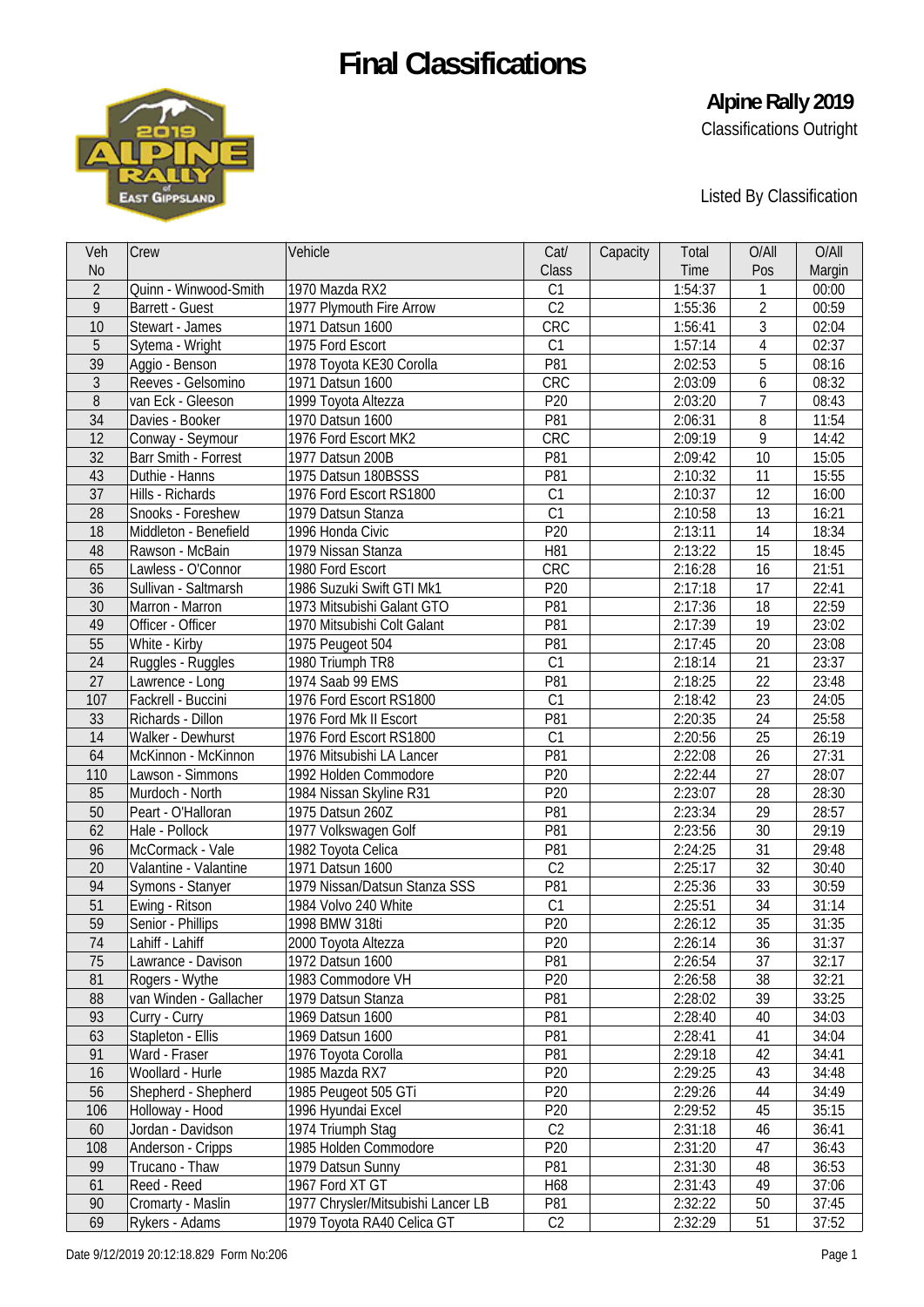# Final Classifications

## Alpine Rally 2019

Classifications Outright

Listed By Classification

| Veh No | Crew | Vehicle | Cat/ Class | Capacity | Total Time | O/All Pos | O/All Margin |
|---|---|---|---|---|---|---|---|
| 2 | Quinn - Winwood-Smith | 1970 Mazda RX2 | C1 | | 1:54:37 | 1 | 00:00 |
| 9 | Barrett - Guest | 1977 Plymouth Fire Arrow | C2 | | 1:55:36 | 2 | 00:59 |
| 10 | Stewart - James | 1971 Datsun 1600 | CRC | | 1:56:41 | 3 | 02:04 |
| 5 | Sytema - Wright | 1975 Ford Escort | C1 | | 1:57:14 | 4 | 02:37 |
| 39 | Aggio - Benson | 1978 Toyota KE30 Corolla | P81 | | 2:02:53 | 5 | 08:16 |
| 3 | Reeves - Gelsomino | 1971 Datsun 1600 | CRC | | 2:03:09 | 6 | 08:32 |
| 8 | van Eck - Gleeson | 1999 Toyota Altezza | P20 | | 2:03:20 | 7 | 08:43 |
| 34 | Davies - Booker | 1970 Datsun 1600 | P81 | | 2:06:31 | 8 | 11:54 |
| 12 | Conway - Seymour | 1976 Ford Escort MK2 | CRC | | 2:09:19 | 9 | 14:42 |
| 32 | Barr Smith - Forrest | 1977 Datsun 200B | P81 | | 2:09:42 | 10 | 15:05 |
| 43 | Duthie - Hanns | 1975 Datsun 180BSSS | P81 | | 2:10:32 | 11 | 15:55 |
| 37 | Hills - Richards | 1976 Ford Escort RS1800 | C1 | | 2:10:37 | 12 | 16:00 |
| 28 | Snooks - Foreshew | 1979 Datsun Stanza | C1 | | 2:10:58 | 13 | 16:21 |
| 18 | Middleton - Benefield | 1996 Honda Civic | P20 | | 2:13:11 | 14 | 18:34 |
| 48 | Rawson - McBain | 1979 Nissan Stanza | H81 | | 2:13:22 | 15 | 18:45 |
| 65 | Lawless - O'Connor | 1980 Ford Escort | CRC | | 2:16:28 | 16 | 21:51 |
| 36 | Sullivan - Saltmarsh | 1986 Suzuki Swift GTI Mk1 | P20 | | 2:17:18 | 17 | 22:41 |
| 30 | Marron - Marron | 1973 Mitsubishi Galant GTO | P81 | | 2:17:36 | 18 | 22:59 |
| 49 | Officer - Officer | 1970 Mitsubishi Colt Galant | P81 | | 2:17:39 | 19 | 23:02 |
| 55 | White - Kirby | 1975 Peugeot 504 | P81 | | 2:17:45 | 20 | 23:08 |
| 24 | Ruggles - Ruggles | 1980 Triumph TR8 | C1 | | 2:18:14 | 21 | 23:37 |
| 27 | Lawrence - Long | 1974 Saab 99 EMS | P81 | | 2:18:25 | 22 | 23:48 |
| 107 | Fackrell - Buccini | 1976 Ford Escort RS1800 | C1 | | 2:18:42 | 23 | 24:05 |
| 33 | Richards - Dillon | 1976 Ford Mk II Escort | P81 | | 2:20:35 | 24 | 25:58 |
| 14 | Walker - Dewhurst | 1976 Ford Escort RS1800 | C1 | | 2:20:56 | 25 | 26:19 |
| 64 | McKinnon - McKinnon | 1976 Mitsubishi LA Lancer | P81 | | 2:22:08 | 26 | 27:31 |
| 110 | Lawson - Simmons | 1992 Holden Commodore | P20 | | 2:22:44 | 27 | 28:07 |
| 85 | Murdoch - North | 1984 Nissan Skyline R31 | P20 | | 2:23:07 | 28 | 28:30 |
| 50 | Peart - O'Halloran | 1975 Datsun 260Z | P81 | | 2:23:34 | 29 | 28:57 |
| 62 | Hale - Pollock | 1977 Volkswagen Golf | P81 | | 2:23:56 | 30 | 29:19 |
| 96 | McCormack - Vale | 1982 Toyota Celica | P81 | | 2:24:25 | 31 | 29:48 |
| 20 | Valantine - Valantine | 1971 Datsun 1600 | C2 | | 2:25:17 | 32 | 30:40 |
| 94 | Symons - Stanyer | 1979 Nissan/Datsun Stanza SSS | P81 | | 2:25:36 | 33 | 30:59 |
| 51 | Ewing - Ritson | 1984 Volvo 240 White | C1 | | 2:25:51 | 34 | 31:14 |
| 59 | Senior - Phillips | 1998 BMW 318ti | P20 | | 2:26:12 | 35 | 31:35 |
| 74 | Lahiff - Lahiff | 2000 Toyota Altezza | P20 | | 2:26:14 | 36 | 31:37 |
| 75 | Lawrance - Davison | 1972 Datsun 1600 | P81 | | 2:26:54 | 37 | 32:17 |
| 81 | Rogers - Wythe | 1983 Commodore VH | P20 | | 2:26:58 | 38 | 32:21 |
| 88 | van Winden - Gallacher | 1979 Datsun Stanza | P81 | | 2:28:02 | 39 | 33:25 |
| 93 | Curry - Curry | 1969 Datsun 1600 | P81 | | 2:28:40 | 40 | 34:03 |
| 63 | Stapleton - Ellis | 1969 Datsun 1600 | P81 | | 2:28:41 | 41 | 34:04 |
| 91 | Ward - Fraser | 1976 Toyota Corolla | P81 | | 2:29:18 | 42 | 34:41 |
| 16 | Woollard - Hurle | 1985 Mazda RX7 | P20 | | 2:29:25 | 43 | 34:48 |
| 56 | Shepherd - Shepherd | 1985 Peugeot 505 GTi | P20 | | 2:29:26 | 44 | 34:49 |
| 106 | Holloway - Hood | 1996 Hyundai Excel | P20 | | 2:29:52 | 45 | 35:15 |
| 60 | Jordan - Davidson | 1974 Triumph Stag | C2 | | 2:31:18 | 46 | 36:41 |
| 108 | Anderson - Cripps | 1985 Holden Commodore | P20 | | 2:31:20 | 47 | 36:43 |
| 99 | Trucano - Thaw | 1979 Datsun Sunny | P81 | | 2:31:30 | 48 | 36:53 |
| 61 | Reed - Reed | 1967 Ford XT GT | H68 | | 2:31:43 | 49 | 37:06 |
| 90 | Cromarty - Maslin | 1977 Chrysler/Mitsubishi Lancer LB | P81 | | 2:32:22 | 50 | 37:45 |
| 69 | Rykers - Adams | 1979 Toyota RA40 Celica GT | C2 | | 2:32:29 | 51 | 37:52 |

Date 9/12/2019 20:12:18.829 Form No:206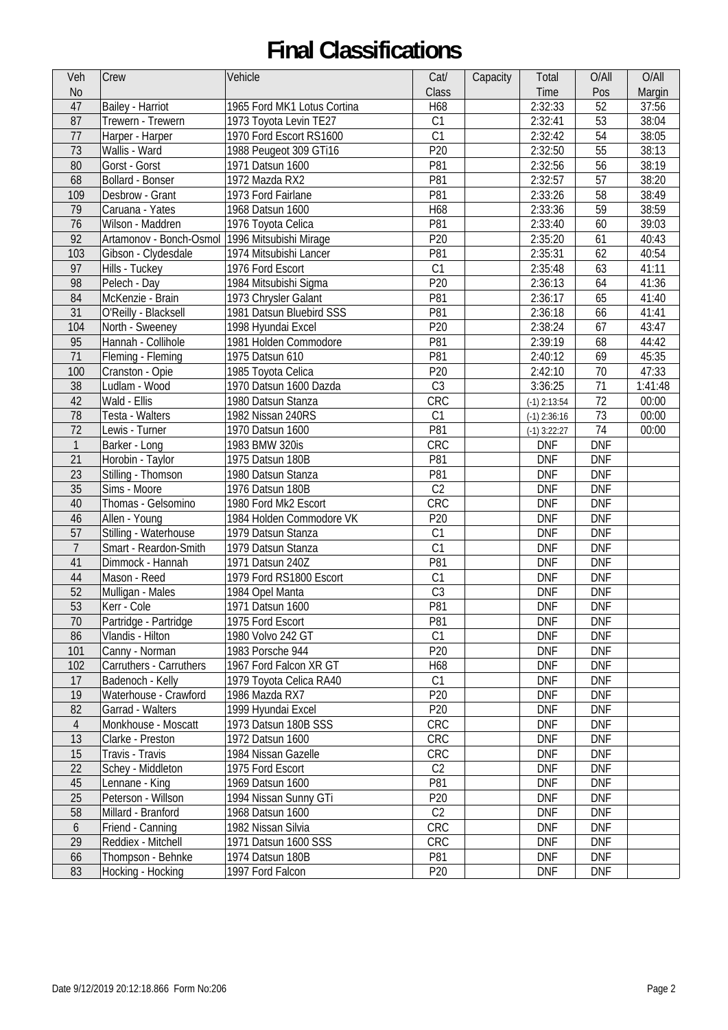# Final Classifications

| Veh No | Crew | Vehicle | Cat/ Class | Capacity | Total Time | O/All Pos | O/All Margin |
|---|---|---|---|---|---|---|---|
| 47 | Bailey - Harriot | 1965 Ford MK1 Lotus Cortina | H68 | | 2:32:33 | 52 | 37:56 |
| 87 | Trewern - Trewern | 1973 Toyota Levin TE27 | C1 | | 2:32:41 | 53 | 38:04 |
| 77 | Harper - Harper | 1970 Ford Escort RS1600 | C1 | | 2:32:42 | 54 | 38:05 |
| 73 | Wallis - Ward | 1988 Peugeot 309 GTi16 | P20 | | 2:32:50 | 55 | 38:13 |
| 80 | Gorst - Gorst | 1971 Datsun 1600 | P81 | | 2:32:56 | 56 | 38:19 |
| 68 | Bollard - Bonser | 1972 Mazda RX2 | P81 | | 2:32:57 | 57 | 38:20 |
| 109 | Desbrow - Grant | 1973 Ford Fairlane | P81 | | 2:33:26 | 58 | 38:49 |
| 79 | Caruana - Yates | 1968 Datsun 1600 | H68 | | 2:33:36 | 59 | 38:59 |
| 76 | Wilson - Maddren | 1976 Toyota Celica | P81 | | 2:33:40 | 60 | 39:03 |
| 92 | Artamonov - Bonch-Osmol | 1996 Mitsubishi Mirage | P20 | | 2:35:20 | 61 | 40:43 |
| 103 | Gibson - Clydesdale | 1974 Mitsubishi Lancer | P81 | | 2:35:31 | 62 | 40:54 |
| 97 | Hills - Tuckey | 1976 Ford Escort | C1 | | 2:35:48 | 63 | 41:11 |
| 98 | Pelech - Day | 1984 Mitsubishi Sigma | P20 | | 2:36:13 | 64 | 41:36 |
| 84 | McKenzie - Brain | 1973 Chrysler Galant | P81 | | 2:36:17 | 65 | 41:40 |
| 31 | O'Reilly - Blacksell | 1981 Datsun Bluebird SSS | P81 | | 2:36:18 | 66 | 41:41 |
| 104 | North - Sweeney | 1998 Hyundai Excel | P20 | | 2:38:24 | 67 | 43:47 |
| 95 | Hannah - Collihole | 1981 Holden Commodore | P81 | | 2:39:19 | 68 | 44:42 |
| 71 | Fleming - Fleming | 1975 Datsun 610 | P81 | | 2:40:12 | 69 | 45:35 |
| 100 | Cranston - Opie | 1985 Toyota Celica | P20 | | 2:42:10 | 70 | 47:33 |
| 38 | Ludlam - Wood | 1970 Datsun 1600 Dazda | C3 | | 3:36:25 | 71 | 1:41:48 |
| 42 | Wald - Ellis | 1980 Datsun Stanza | CRC | | (-1) 2:13:54 | 72 | 00:00 |
| 78 | Testa - Walters | 1982 Nissan 240RS | C1 | | (-1) 2:36:16 | 73 | 00:00 |
| 72 | Lewis - Turner | 1970 Datsun 1600 | P81 | | (-1) 3:22:27 | 74 | 00:00 |
| 1 | Barker - Long | 1983 BMW 320is | CRC | | DNF | DNF | |
| 21 | Horobin - Taylor | 1975 Datsun 180B | P81 | | DNF | DNF | |
| 23 | Stilling - Thomson | 1980 Datsun Stanza | P81 | | DNF | DNF | |
| 35 | Sims - Moore | 1976 Datsun 180B | C2 | | DNF | DNF | |
| 40 | Thomas - Gelsomino | 1980 Ford Mk2 Escort | CRC | | DNF | DNF | |
| 46 | Allen - Young | 1984 Holden Commodore VK | P20 | | DNF | DNF | |
| 57 | Stilling - Waterhouse | 1979 Datsun Stanza | C1 | | DNF | DNF | |
| 7 | Smart - Reardon-Smith | 1979 Datsun Stanza | C1 | | DNF | DNF | |
| 41 | Dimmock - Hannah | 1971 Datsun 240Z | P81 | | DNF | DNF | |
| 44 | Mason - Reed | 1979 Ford RS1800 Escort | C1 | | DNF | DNF | |
| 52 | Mulligan - Males | 1984 Opel Manta | C3 | | DNF | DNF | |
| 53 | Kerr - Cole | 1971 Datsun 1600 | P81 | | DNF | DNF | |
| 70 | Partridge - Partridge | 1975 Ford Escort | P81 | | DNF | DNF | |
| 86 | Vlandis - Hilton | 1980 Volvo 242 GT | C1 | | DNF | DNF | |
| 101 | Canny - Norman | 1983 Porsche 944 | P20 | | DNF | DNF | |
| 102 | Carruthers - Carruthers | 1967 Ford Falcon XR GT | H68 | | DNF | DNF | |
| 17 | Badenoch - Kelly | 1979 Toyota Celica RA40 | C1 | | DNF | DNF | |
| 19 | Waterhouse - Crawford | 1986 Mazda RX7 | P20 | | DNF | DNF | |
| 82 | Garrad - Walters | 1999 Hyundai Excel | P20 | | DNF | DNF | |
| 4 | Monkhouse - Moscatt | 1973 Datsun 180B SSS | CRC | | DNF | DNF | |
| 13 | Clarke - Preston | 1972 Datsun 1600 | CRC | | DNF | DNF | |
| 15 | Travis - Travis | 1984 Nissan Gazelle | CRC | | DNF | DNF | |
| 22 | Schey - Middleton | 1975 Ford Escort | C2 | | DNF | DNF | |
| 45 | Lennane - King | 1969 Datsun 1600 | P81 | | DNF | DNF | |
| 25 | Peterson - Willson | 1994 Nissan Sunny GTi | P20 | | DNF | DNF | |
| 58 | Millard - Branford | 1968 Datsun 1600 | C2 | | DNF | DNF | |
| 6 | Friend - Canning | 1982 Nissan Silvia | CRC | | DNF | DNF | |
| 29 | Reddiex - Mitchell | 1971 Datsun 1600 SSS | CRC | | DNF | DNF | |
| 66 | Thompson - Behnke | 1974 Datsun 180B | P81 | | DNF | DNF | |
| 83 | Hocking - Hocking | 1997 Ford Falcon | P20 | | DNF | DNF | |

Date 9/12/2019 20:12:18.866 Form No:206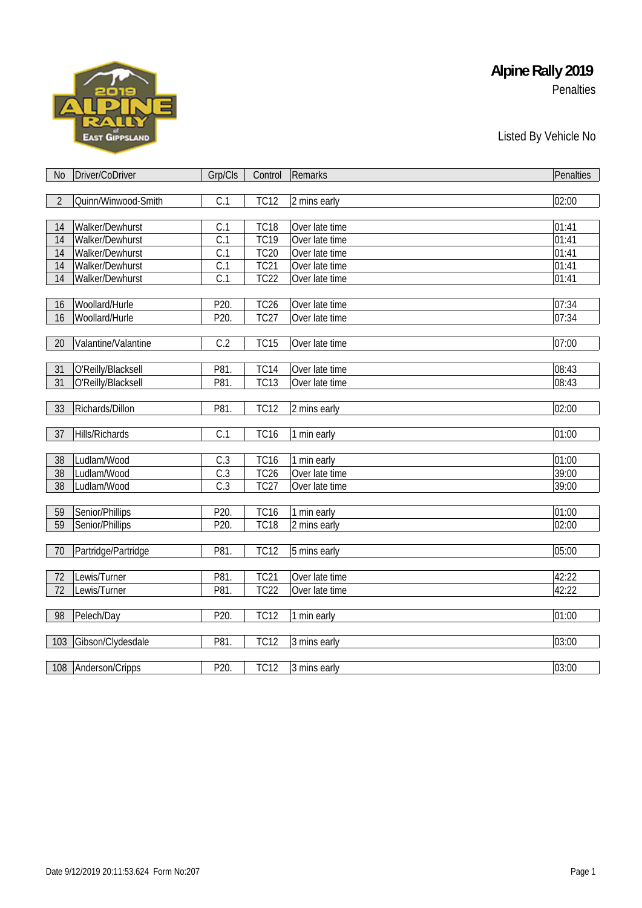# Alpine Rally 2019

Penalties

Listed By Vehicle No

| No | Driver/CoDriver | Grp/Cls | Control | Remarks | Penalties |
|---|---|---|---|---|---|
| 2 | Quinn/Winwood-Smith | C.1 | TC12 | 2 mins early | 02:00 |
| 14 | Walker/Dewhurst | C.1 | TC18 | Over late time | 01:41 |
| 14 | Walker/Dewhurst | C.1 | TC19 | Over late time | 01:41 |
| 14 | Walker/Dewhurst | C.1 | TC20 | Over late time | 01:41 |
| 14 | Walker/Dewhurst | C.1 | TC21 | Over late time | 01:41 |
| 14 | Walker/Dewhurst | C.1 | TC22 | Over late time | 01:41 |
| 16 | Woollard/Hurle | P20. | TC26 | Over late time | 07:34 |
| 16 | Woollard/Hurle | P20. | TC27 | Over late time | 07:34 |
| 20 | Valantine/Valantine | C.2 | TC15 | Over late time | 07:00 |
| 31 | O'Reilly/Blacksell | P81. | TC14 | Over late time | 08:43 |
| 31 | O'Reilly/Blacksell | P81. | TC13 | Over late time | 08:43 |
| 33 | Richards/Dillon | P81. | TC12 | 2 mins early | 02:00 |
| 37 | Hills/Richards | C.1 | TC16 | 1 min early | 01:00 |
| 38 | Ludlam/Wood | C.3 | TC16 | 1 min early | 01:00 |
| 38 | Ludlam/Wood | C.3 | TC26 | Over late time | 39:00 |
| 38 | Ludlam/Wood | C.3 | TC27 | Over late time | 39:00 |
| 59 | Senior/Phillips | P20. | TC16 | 1 min early | 01:00 |
| 59 | Senior/Phillips | P20. | TC18 | 2 mins early | 02:00 |
| 70 | Partridge/Partridge | P81. | TC12 | 5 mins early | 05:00 |
| 72 | Lewis/Turner | P81. | TC21 | Over late time | 42:22 |
| 72 | Lewis/Turner | P81. | TC22 | Over late time | 42:22 |
| 98 | Pelech/Day | P20. | TC12 | 1 min early | 01:00 |
| 103 | Gibson/Clydesdale | P81. | TC12 | 3 mins early | 03:00 |
| 108 | Anderson/Cripps | P20. | TC12 | 3 mins early | 03:00 |

Date 9/12/2019 20:11:53.624 Form No:207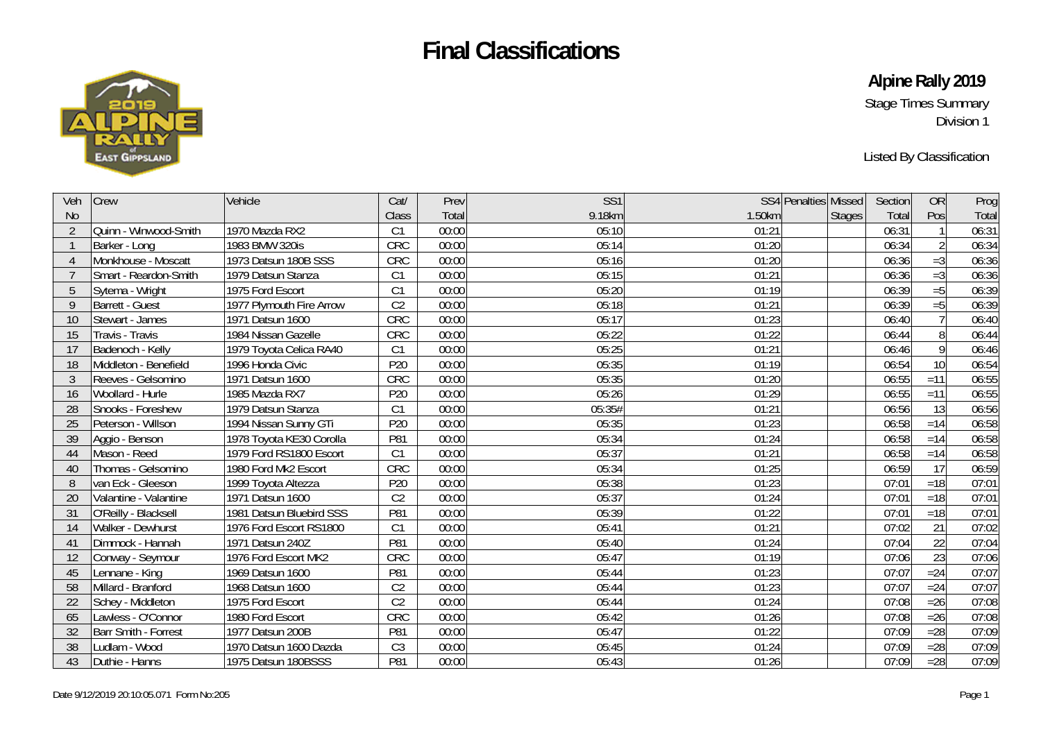# Final Classifications

## Alpine Rally 2019

Stage Times Summary

Division 1

Listed By Classification

| Veh No | Crew | Vehicle | Cat/ Class | Prev Total | SS1 9.18km | SS4 1.50km | Penalties | Missed Stages | Section Total | OR Pos | Prog Total |
|---|---|---|---|---|---|---|---|---|---|---|---|
| 2 | Quinn - Winwood-Smith | 1970 Mazda RX2 | C1 | 00:00 | 05:10 | 01:21 | | | 06:31 | 1 | 06:31 |
| 1 | Barker - Long | 1983 BMW 320is | CRC | 00:00 | 05:14 | 01:20 | | | 06:34 | 2 | 06:34 |
| 4 | Monkhouse - Moscatt | 1973 Datsun 180B SSS | CRC | 00:00 | 05:16 | 01:20 | | | 06:36 | =3 | 06:36 |
| 7 | Smart - Reardon-Smith | 1979 Datsun Stanza | C1 | 00:00 | 05:15 | 01:21 | | | 06:36 | =3 | 06:36 |
| 5 | Sytema - Wright | 1975 Ford Escort | C1 | 00:00 | 05:20 | 01:19 | | | 06:39 | =5 | 06:39 |
| 9 | Barrett - Guest | 1977 Plymouth Fire Arrow | C2 | 00:00 | 05:18 | 01:21 | | | 06:39 | =5 | 06:39 |
| 10 | Stewart - James | 1971 Datsun 1600 | CRC | 00:00 | 05:17 | 01:23 | | | 06:40 | 7 | 06:40 |
| 15 | Travis - Travis | 1984 Nissan Gazelle | CRC | 00:00 | 05:22 | 01:22 | | | 06:44 | 8 | 06:44 |
| 17 | Badenoch - Kelly | 1979 Toyota Celica RA40 | C1 | 00:00 | 05:25 | 01:21 | | | 06:46 | 9 | 06:46 |
| 18 | Middleton - Benefield | 1996 Honda Civic | P20 | 00:00 | 05:35 | 01:19 | | | 06:54 | 10 | 06:54 |
| 3 | Reeves - Gelsomino | 1971 Datsun 1600 | CRC | 00:00 | 05:35 | 01:20 | | | 06:55 | =11 | 06:55 |
| 16 | Woollard - Hurle | 1985 Mazda RX7 | P20 | 00:00 | 05:26 | 01:29 | | | 06:55 | =11 | 06:55 |
| 28 | Snooks - Foreshew | 1979 Datsun Stanza | C1 | 00:00 | 05:35# | 01:21 | | | 06:56 | 13 | 06:56 |
| 25 | Peterson - Willson | 1994 Nissan Sunny GTi | P20 | 00:00 | 05:35 | 01:23 | | | 06:58 | =14 | 06:58 |
| 39 | Aggio - Benson | 1978 Toyota KE30 Corolla | P81 | 00:00 | 05:34 | 01:24 | | | 06:58 | =14 | 06:58 |
| 44 | Mason - Reed | 1979 Ford RS1800 Escort | C1 | 00:00 | 05:37 | 01:21 | | | 06:58 | =14 | 06:58 |
| 40 | Thomas - Gelsomino | 1980 Ford Mk2 Escort | CRC | 00:00 | 05:34 | 01:25 | | | 06:59 | 17 | 06:59 |
| 8 | van Eck - Gleeson | 1999 Toyota Altezza | P20 | 00:00 | 05:38 | 01:23 | | | 07:01 | =18 | 07:01 |
| 20 | Valantine - Valantine | 1971 Datsun 1600 | C2 | 00:00 | 05:37 | 01:24 | | | 07:01 | =18 | 07:01 |
| 31 | O'Reilly - Blacksell | 1981 Datsun Bluebird SSS | P81 | 00:00 | 05:39 | 01:22 | | | 07:01 | =18 | 07:01 |
| 14 | Walker - Dewhurst | 1976 Ford Escort RS1800 | C1 | 00:00 | 05:41 | 01:21 | | | 07:02 | 21 | 07:02 |
| 41 | Dimmock - Hannah | 1971 Datsun 240Z | P81 | 00:00 | 05:40 | 01:24 | | | 07:04 | 22 | 07:04 |
| 12 | Conway - Seymour | 1976 Ford Escort MK2 | CRC | 00:00 | 05:47 | 01:19 | | | 07:06 | 23 | 07:06 |
| 45 | Lennane - King | 1969 Datsun 1600 | P81 | 00:00 | 05:44 | 01:23 | | | 07:07 | =24 | 07:07 |
| 58 | Millard - Branford | 1968 Datsun 1600 | C2 | 00:00 | 05:44 | 01:23 | | | 07:07 | =24 | 07:07 |
| 22 | Schey - Middleton | 1975 Ford Escort | C2 | 00:00 | 05:44 | 01:24 | | | 07:08 | =26 | 07:08 |
| 65 | Lawless - O'Connor | 1980 Ford Escort | CRC | 00:00 | 05:42 | 01:26 | | | 07:08 | =26 | 07:08 |
| 32 | Barr Smith - Forrest | 1977 Datsun 200B | P81 | 00:00 | 05:47 | 01:22 | | | 07:09 | =28 | 07:09 |
| 38 | Ludlam - Wood | 1970 Datsun 1600 Dazda | C3 | 00:00 | 05:45 | 01:24 | | | 07:09 | =28 | 07:09 |
| 43 | Duthie - Hanns | 1975 Datsun 180BSSS | P81 | 00:00 | 05:43 | 01:26 | | | 07:09 | =28 | 07:09 |

Date 9/12/2019 20:10:05.071 Form No:205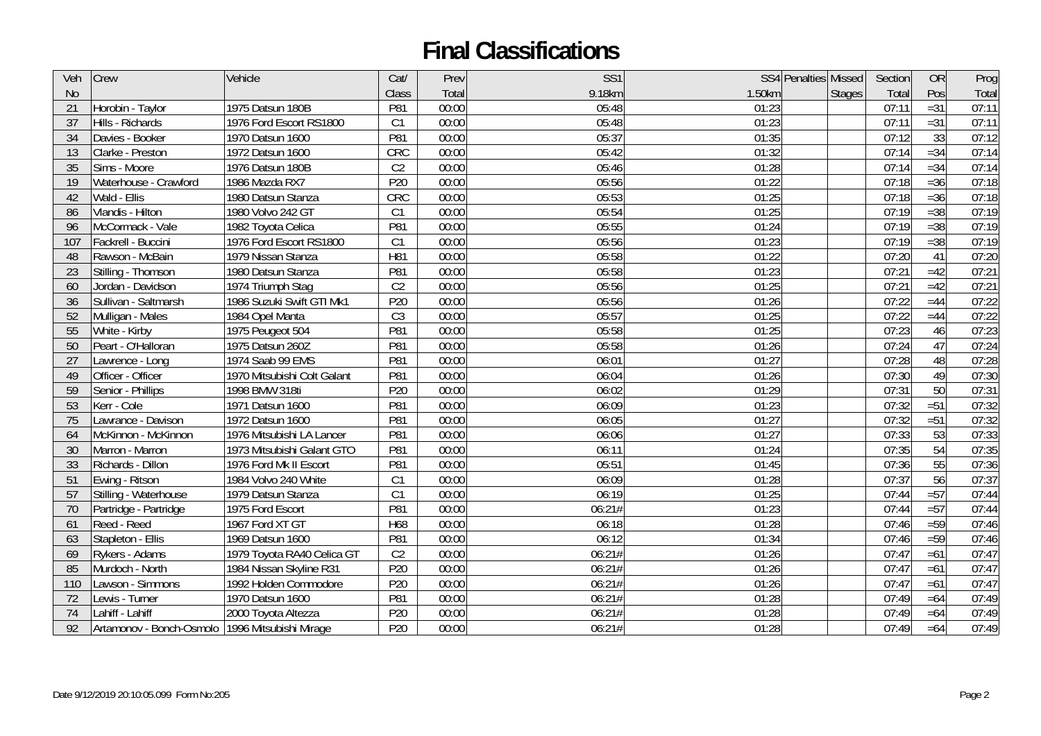# Final Classifications

| Veh No | Crew | Vehicle | Cat/ Class | Prev Total | SS1 9.18km | SS4 1.50km | Penalties | Missed Stages | Section Total | OR Pos | Prog Total |
|---|---|---|---|---|---|---|---|---|---|---|---|
| 21 | Horobin - Taylor | 1975 Datsun 180B | P81 | 00:00 | 05:48 | 01:23 | | | 07:11 | =31 | 07:11 |
| 37 | Hills - Richards | 1976 Ford Escort RS1800 | C1 | 00:00 | 05:48 | 01:23 | | | 07:11 | =31 | 07:11 |
| 34 | Davies - Booker | 1970 Datsun 1600 | P81 | 00:00 | 05:37 | 01:35 | | | 07:12 | 33 | 07:12 |
| 13 | Clarke - Preston | 1972 Datsun 1600 | CRC | 00:00 | 05:42 | 01:32 | | | 07:14 | =34 | 07:14 |
| 35 | Sims - Moore | 1976 Datsun 180B | C2 | 00:00 | 05:46 | 01:28 | | | 07:14 | =34 | 07:14 |
| 19 | Waterhouse - Crawford | 1986 Mazda RX7 | P20 | 00:00 | 05:56 | 01:22 | | | 07:18 | =36 | 07:18 |
| 42 | Wald - Ellis | 1980 Datsun Stanza | CRC | 00:00 | 05:53 | 01:25 | | | 07:18 | =36 | 07:18 |
| 86 | Vlandis - Hilton | 1980 Volvo 242 GT | C1 | 00:00 | 05:54 | 01:25 | | | 07:19 | =38 | 07:19 |
| 96 | McCormack - Vale | 1982 Toyota Celica | P81 | 00:00 | 05:55 | 01:24 | | | 07:19 | =38 | 07:19 |
| 107 | Fackrell - Buccini | 1976 Ford Escort RS1800 | C1 | 00:00 | 05:56 | 01:23 | | | 07:19 | =38 | 07:19 |
| 48 | Rawson - McBain | 1979 Nissan Stanza | H81 | 00:00 | 05:58 | 01:22 | | | 07:20 | 41 | 07:20 |
| 23 | Stilling - Thomson | 1980 Datsun Stanza | P81 | 00:00 | 05:58 | 01:23 | | | 07:21 | =42 | 07:21 |
| 60 | Jordan - Davidson | 1974 Triumph Stag | C2 | 00:00 | 05:56 | 01:25 | | | 07:21 | =42 | 07:21 |
| 36 | Sullivan - Saltmarsh | 1986 Suzuki Swift GTI Mk1 | P20 | 00:00 | 05:56 | 01:26 | | | 07:22 | =44 | 07:22 |
| 52 | Mulligan - Males | 1984 Opel Manta | C3 | 00:00 | 05:57 | 01:25 | | | 07:22 | =44 | 07:22 |
| 55 | White - Kirby | 1975 Peugeot 504 | P81 | 00:00 | 05:58 | 01:25 | | | 07:23 | 46 | 07:23 |
| 50 | Peart - O'Halloran | 1975 Datsun 260Z | P81 | 00:00 | 05:58 | 01:26 | | | 07:24 | 47 | 07:24 |
| 27 | Lawrence - Long | 1974 Saab 99 EMS | P81 | 00:00 | 06:01 | 01:27 | | | 07:28 | 48 | 07:28 |
| 49 | Officer - Officer | 1970 Mitsubishi Colt Galant | P81 | 00:00 | 06:04 | 01:26 | | | 07:30 | 49 | 07:30 |
| 59 | Senior - Phillips | 1998 BMW 318ti | P20 | 00:00 | 06:02 | 01:29 | | | 07:31 | 50 | 07:31 |
| 53 | Kerr - Cole | 1971 Datsun 1600 | P81 | 00:00 | 06:09 | 01:23 | | | 07:32 | =51 | 07:32 |
| 75 | Lawrance - Davison | 1972 Datsun 1600 | P81 | 00:00 | 06:05 | 01:27 | | | 07:32 | =51 | 07:32 |
| 64 | McKinnon - McKinnon | 1976 Mitsubishi LA Lancer | P81 | 00:00 | 06:06 | 01:27 | | | 07:33 | 53 | 07:33 |
| 30 | Marron - Marron | 1973 Mitsubishi Galant GTO | P81 | 00:00 | 06:11 | 01:24 | | | 07:35 | 54 | 07:35 |
| 33 | Richards - Dillon | 1976 Ford Mk II Escort | P81 | 00:00 | 05:51 | 01:45 | | | 07:36 | 55 | 07:36 |
| 51 | Ewing - Ritson | 1984 Volvo 240 White | C1 | 00:00 | 06:09 | 01:28 | | | 07:37 | 56 | 07:37 |
| 57 | Stilling - Waterhouse | 1979 Datsun Stanza | C1 | 00:00 | 06:19 | 01:25 | | | 07:44 | =57 | 07:44 |
| 70 | Partridge - Partridge | 1975 Ford Escort | P81 | 00:00 | 06:21# | 01:23 | | | 07:44 | =57 | 07:44 |
| 61 | Reed - Reed | 1967 Ford XT GT | H68 | 00:00 | 06:18 | 01:28 | | | 07:46 | =59 | 07:46 |
| 63 | Stapleton - Ellis | 1969 Datsun 1600 | P81 | 00:00 | 06:12 | 01:34 | | | 07:46 | =59 | 07:46 |
| 69 | Rykers - Adams | 1979 Toyota RA40 Celica GT | C2 | 00:00 | 06:21# | 01:26 | | | 07:47 | =61 | 07:47 |
| 85 | Murdoch - North | 1984 Nissan Skyline R31 | P20 | 00:00 | 06:21# | 01:26 | | | 07:47 | =61 | 07:47 |
| 110 | Lawson - Simmons | 1992 Holden Commodore | P20 | 00:00 | 06:21# | 01:26 | | | 07:47 | =61 | 07:47 |
| 72 | Lewis - Turner | 1970 Datsun 1600 | P81 | 00:00 | 06:21# | 01:28 | | | 07:49 | =64 | 07:49 |
| 74 | Lahiff - Lahiff | 2000 Toyota Altezza | P20 | 00:00 | 06:21# | 01:28 | | | 07:49 | =64 | 07:49 |
| 92 | Artamonov - Bonch-Osmolo | 1996 Mitsubishi Mirage | P20 | 00:00 | 06:21# | 01:28 | | | 07:49 | =64 | 07:49 |

Date 9/12/2019 20:10:05.099 Form No:205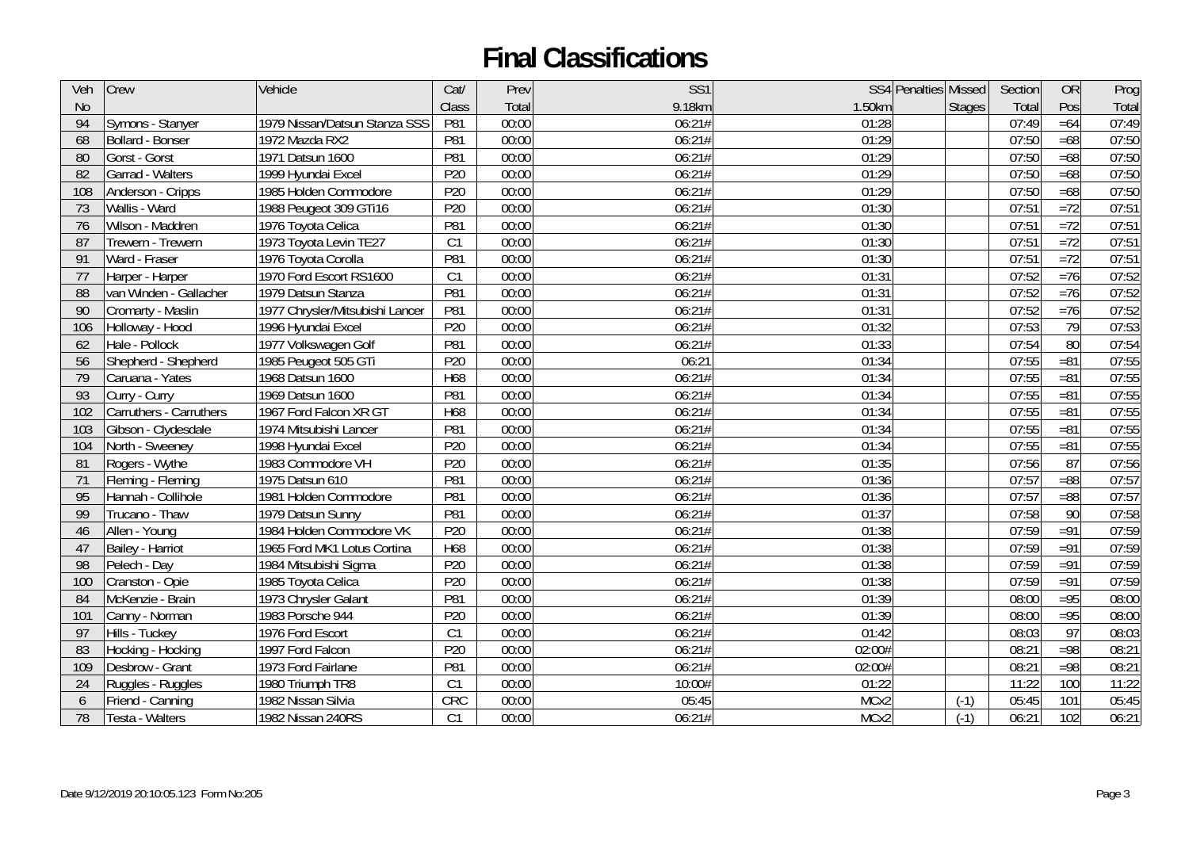# Final Classifications

| Veh No | Crew | Vehicle | Cat/ Class | Prev Total | SS1 9.18km | SS4 1.50km | Penalties | Missed Stages | Section Total | OR Pos | Prog Total |
|---|---|---|---|---|---|---|---|---|---|---|---|
| 94 | Symons - Stanyer | 1979 Nissan/Datsun Stanza SSS | P81 | 00:00 | 06:21# | 01:28 | | | 07:49 | =64 | 07:49 |
| 68 | Bollard - Bonser | 1972 Mazda RX2 | P81 | 00:00 | 06:21# | 01:29 | | | 07:50 | =68 | 07:50 |
| 80 | Gorst - Gorst | 1971 Datsun 1600 | P81 | 00:00 | 06:21# | 01:29 | | | 07:50 | =68 | 07:50 |
| 82 | Garrad - Walters | 1999 Hyundai Excel | P20 | 00:00 | 06:21# | 01:29 | | | 07:50 | =68 | 07:50 |
| 108 | Anderson - Cripps | 1985 Holden Commodore | P20 | 00:00 | 06:21# | 01:29 | | | 07:50 | =68 | 07:50 |
| 73 | Wallis - Ward | 1988 Peugeot 309 GTi16 | P20 | 00:00 | 06:21# | 01:30 | | | 07:51 | =72 | 07:51 |
| 76 | Wilson - Maddren | 1976 Toyota Celica | P81 | 00:00 | 06:21# | 01:30 | | | 07:51 | =72 | 07:51 |
| 87 | Trewern - Trewern | 1973 Toyota Levin TE27 | C1 | 00:00 | 06:21# | 01:30 | | | 07:51 | =72 | 07:51 |
| 91 | Ward - Fraser | 1976 Toyota Corolla | P81 | 00:00 | 06:21# | 01:30 | | | 07:51 | =72 | 07:51 |
| 77 | Harper - Harper | 1970 Ford Escort RS1600 | C1 | 00:00 | 06:21# | 01:31 | | | 07:52 | =76 | 07:52 |
| 88 | van Winden - Gallacher | 1979 Datsun Stanza | P81 | 00:00 | 06:21# | 01:31 | | | 07:52 | =76 | 07:52 |
| 90 | Cromarty - Maslin | 1977 Chrysler/Mitsubishi Lancer | P81 | 00:00 | 06:21# | 01:31 | | | 07:52 | =76 | 07:52 |
| 106 | Holloway - Hood | 1996 Hyundai Excel | P20 | 00:00 | 06:21# | 01:32 | | | 07:53 | 79 | 07:53 |
| 62 | Hale - Pollock | 1977 Volkswagen Golf | P81 | 00:00 | 06:21# | 01:33 | | | 07:54 | 80 | 07:54 |
| 56 | Shepherd - Shepherd | 1985 Peugeot 505 GTi | P20 | 00:00 | 06:21 | 01:34 | | | 07:55 | =81 | 07:55 |
| 79 | Caruana - Yates | 1968 Datsun 1600 | H68 | 00:00 | 06:21# | 01:34 | | | 07:55 | =81 | 07:55 |
| 93 | Curry - Curry | 1969 Datsun 1600 | P81 | 00:00 | 06:21# | 01:34 | | | 07:55 | =81 | 07:55 |
| 102 | Carruthers - Carruthers | 1967 Ford Falcon XR GT | H68 | 00:00 | 06:21# | 01:34 | | | 07:55 | =81 | 07:55 |
| 103 | Gibson - Clydesdale | 1974 Mitsubishi Lancer | P81 | 00:00 | 06:21# | 01:34 | | | 07:55 | =81 | 07:55 |
| 104 | North - Sweeney | 1998 Hyundai Excel | P20 | 00:00 | 06:21# | 01:34 | | | 07:55 | =81 | 07:55 |
| 81 | Rogers - Wythe | 1983 Commodore VH | P20 | 00:00 | 06:21# | 01:35 | | | 07:56 | 87 | 07:56 |
| 71 | Fleming - Fleming | 1975 Datsun 610 | P81 | 00:00 | 06:21# | 01:36 | | | 07:57 | =88 | 07:57 |
| 95 | Hannah - Collihole | 1981 Holden Commodore | P81 | 00:00 | 06:21# | 01:36 | | | 07:57 | =88 | 07:57 |
| 99 | Trucano - Thaw | 1979 Datsun Sunny | P81 | 00:00 | 06:21# | 01:37 | | | 07:58 | 90 | 07:58 |
| 46 | Allen - Young | 1984 Holden Commodore VK | P20 | 00:00 | 06:21# | 01:38 | | | 07:59 | =91 | 07:59 |
| 47 | Bailey - Harriot | 1965 Ford MK1 Lotus Cortina | H68 | 00:00 | 06:21# | 01:38 | | | 07:59 | =91 | 07:59 |
| 98 | Pelech - Day | 1984 Mitsubishi Sigma | P20 | 00:00 | 06:21# | 01:38 | | | 07:59 | =91 | 07:59 |
| 100 | Cranston - Opie | 1985 Toyota Celica | P20 | 00:00 | 06:21# | 01:38 | | | 07:59 | =91 | 07:59 |
| 84 | McKenzie - Brain | 1973 Chrysler Galant | P81 | 00:00 | 06:21# | 01:39 | | | 08:00 | =95 | 08:00 |
| 101 | Canny - Norman | 1983 Porsche 944 | P20 | 00:00 | 06:21# | 01:39 | | | 08:00 | =95 | 08:00 |
| 97 | Hills - Tuckey | 1976 Ford Escort | C1 | 00:00 | 06:21# | 01:42 | | | 08:03 | 97 | 08:03 |
| 83 | Hocking - Hocking | 1997 Ford Falcon | P20 | 00:00 | 06:21# | 02:00# | | | 08:21 | =98 | 08:21 |
| 109 | Desbrow - Grant | 1973 Ford Fairlane | P81 | 00:00 | 06:21# | 02:00# | | | 08:21 | =98 | 08:21 |
| 24 | Ruggles - Ruggles | 1980 Triumph TR8 | C1 | 00:00 | 10:00# | 01:22 | | | 11:22 | 100 | 11:22 |
| 6 | Friend - Canning | 1982 Nissan Silvia | CRC | 00:00 | 05:45 | MCx2 | | (-1) | 05:45 | 101 | 05:45 |
| 78 | Testa - Walters | 1982 Nissan 240RS | C1 | 00:00 | 06:21# | MCx2 | | (-1) | 06:21 | 102 | 06:21 |

Date 9/12/2019 20:10:05.123 Form No:205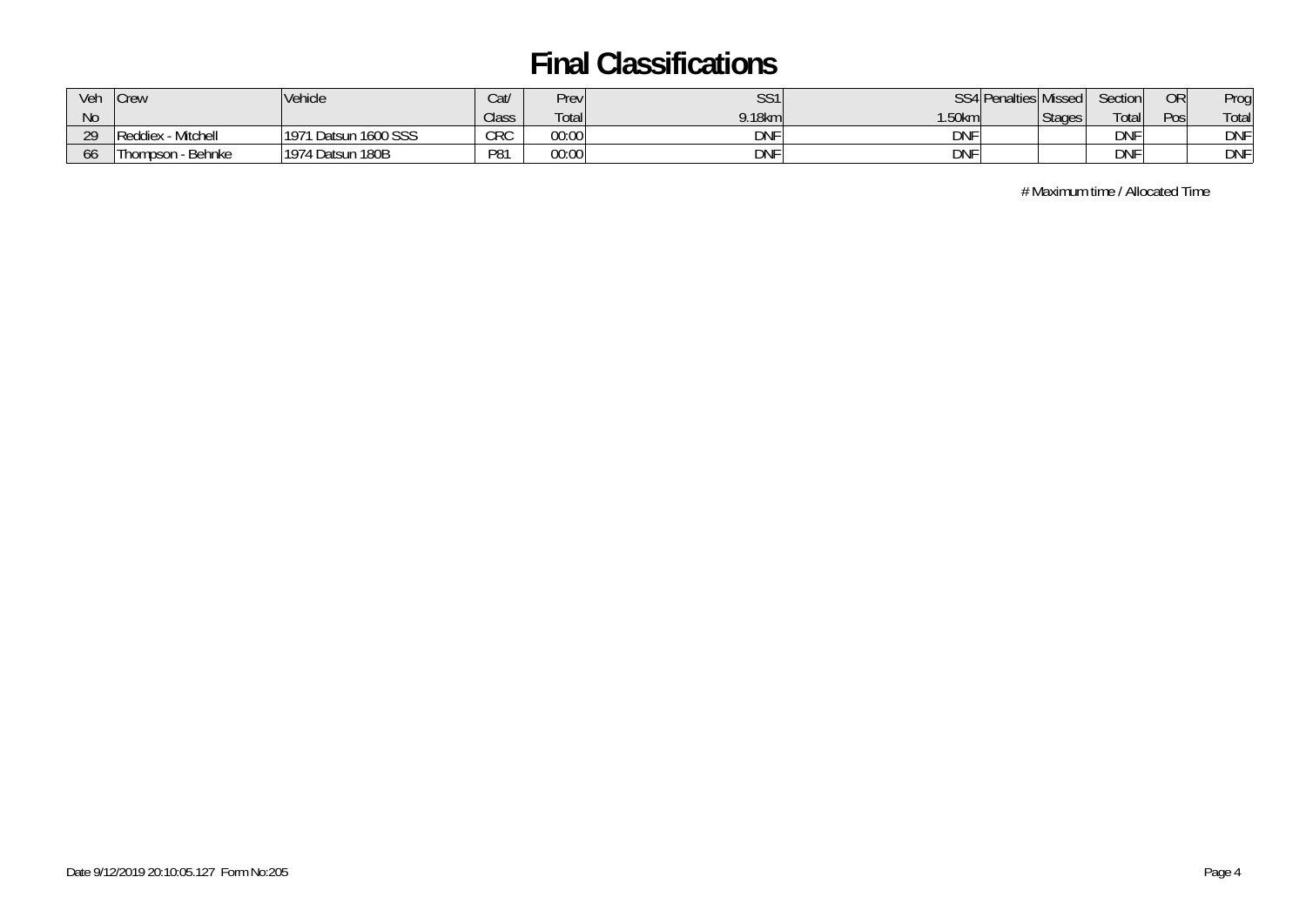# Final Classifications

| Veh No | Crew | Vehicle | Cat/ Class | Prev Total | SS1 9.18km | SS4 1.50km | Penalties | Missed Stages | Section Total | OR Pos | Prog Total |
|---|---|---|---|---|---|---|---|---|---|---|---|
| 29 | Reddiex - Mitchell | 1971 Datsun 1600 SSS | CRC | 00:00 | DNF | DNF | | | DNF | | DNF |
| 66 | Thompson - Behnke | 1974 Datsun 180B | P81 | 00:00 | DNF | DNF | | | DNF | | DNF |

# Maximum time / Allocated Time

Date 9/12/2019 20:10:05.127 Form No:205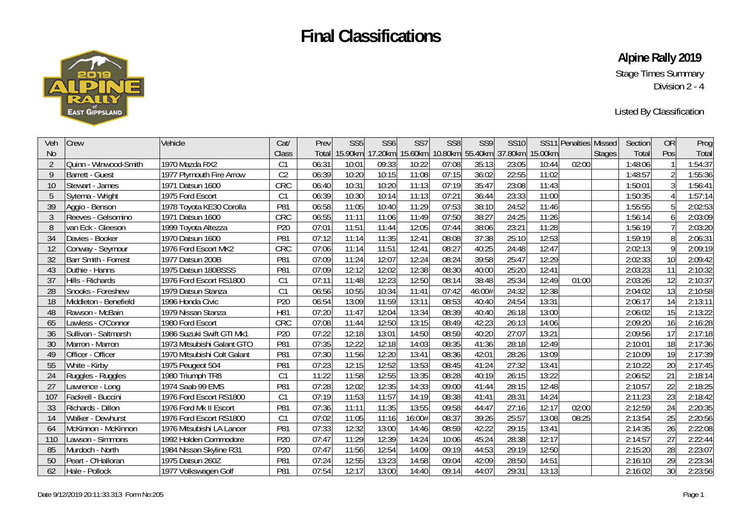# Final Classifications

**Alpine Rally 2019**

Stage Times Summary

Division 2 - 4

Listed By Classification

| Veh No | Crew | Vehicle | Cat/ Class | Prev Total | SS5 15.90km | SS6 17.20km | SS7 15.60km | SS8 10.80km | SS9 55.40km | SS10 37.80km | SS11 15.00km | Penalties | Missed Stages | Section Total | OR Pos | Prog Total |
|---|---|---|---|---|---|---|---|---|---|---|---|---|---|---|---|---|
| 2 | Quinn - Winwood-Smith | 1970 Mazda RX2 | C1 | 06:31 | 10:01 | 09:33 | 10:22 | 07:08 | 35:13 | 23:05 | 10:44 | 02:00 | | 1:48:06 | 1 | 1:54:37 |
| 9 | Barrett - Guest | 1977 Plymouth Fire Arrow | C2 | 06:39 | 10:20 | 10:15 | 11:08 | 07:15 | 36:02 | 22:55 | 11:02 | | | 1:48:57 | 2 | 1:55:36 |
| 10 | Stewart - James | 1971 Datsun 1600 | CRC | 06:40 | 10:31 | 10:20 | 11:13 | 07:19 | 35:47 | 23:08 | 11:43 | | | 1:50:01 | 3 | 1:56:41 |
| 5 | Sytema - Wright | 1975 Ford Escort | C1 | 06:39 | 10:30 | 10:14 | 11:13 | 07:21 | 36:44 | 23:33 | 11:00 | | | 1:50:35 | 4 | 1:57:14 |
| 39 | Aggio - Benson | 1978 Toyota KE30 Corolla | P81 | 06:58 | 11:05 | 10:40 | 11:29 | 07:53 | 38:10 | 24:52 | 11:46 | | | 1:55:55 | 5 | 2:02:53 |
| 3 | Reeves - Gelsomino | 1971 Datsun 1600 | CRC | 06:55 | 11:11 | 11:06 | 11:49 | 07:50 | 38:27 | 24:25 | 11:26 | | | 1:56:14 | 6 | 2:03:09 |
| 8 | van Eck - Gleeson | 1999 Toyota Altezza | P20 | 07:01 | 11:51 | 11:44 | 12:05 | 07:44 | 38:06 | 23:21 | 11:28 | | | 1:56:19 | 7 | 2:03:20 |
| 34 | Davies - Booker | 1970 Datsun 1600 | P81 | 07:12 | 11:14 | 11:35 | 12:41 | 08:08 | 37:38 | 25:10 | 12:53 | | | 1:59:19 | 8 | 2:06:31 |
| 12 | Conway - Seymour | 1976 Ford Escort MK2 | CRC | 07:06 | 11:14 | 11:51 | 12:41 | 08:27 | 40:25 | 24:48 | 12:47 | | | 2:02:13 | 9 | 2:09:19 |
| 32 | Barr Smith - Forrest | 1977 Datsun 200B | P81 | 07:09 | 11:24 | 12:07 | 12:24 | 08:24 | 39:58 | 25:47 | 12:29 | | | 2:02:33 | 10 | 2:09:42 |
| 43 | Duthie - Hanns | 1975 Datsun 180BSSS | P81 | 07:09 | 12:12 | 12:02 | 12:38 | 08:30 | 40:00 | 25:20 | 12:41 | | | 2:03:23 | 11 | 2:10:32 |
| 37 | Hills - Richards | 1976 Ford Escort RS1800 | C1 | 07:11 | 11:48 | 12:23 | 12:50 | 08:14 | 38:48 | 25:34 | 12:49 | 01:00 | | 2:03:26 | 12 | 2:10:37 |
| 28 | Snooks - Foreshew | 1979 Datsun Stanza | C1 | 06:56 | 10:55 | 10:34 | 11:41 | 07:42 | 46:00# | 24:32 | 12:38 | | | 2:04:02 | 13 | 2:10:58 |
| 18 | Middleton - Benefield | 1996 Honda Civic | P20 | 06:54 | 13:09 | 11:59 | 13:11 | 08:53 | 40:40 | 24:54 | 13:31 | | | 2:06:17 | 14 | 2:13:11 |
| 48 | Rawson - McBain | 1979 Nissan Stanza | H81 | 07:20 | 11:47 | 12:04 | 13:34 | 08:39 | 40:40 | 26:18 | 13:00 | | | 2:06:02 | 15 | 2:13:22 |
| 65 | Lawless - O'Connor | 1980 Ford Escort | CRC | 07:08 | 11:44 | 12:50 | 13:15 | 08:49 | 42:23 | 26:13 | 14:06 | | | 2:09:20 | 16 | 2:16:28 |
| 36 | Sullivan - Saltmarsh | 1986 Suzuki Swift GTI Mk1 | P20 | 07:22 | 12:18 | 13:01 | 14:50 | 08:59 | 40:20 | 27:07 | 13:21 | | | 2:09:56 | 17 | 2:17:18 |
| 30 | Marron - Marron | 1973 Mitsubishi Galant GTO | P81 | 07:35 | 12:22 | 12:18 | 14:03 | 08:35 | 41:36 | 28:18 | 12:49 | | | 2:10:01 | 18 | 2:17:36 |
| 49 | Officer - Officer | 1970 Mitsubishi Colt Galant | P81 | 07:30 | 11:56 | 12:20 | 13:41 | 08:36 | 42:01 | 28:26 | 13:09 | | | 2:10:09 | 19 | 2:17:39 |
| 55 | White - Kirby | 1975 Peugeot 504 | P81 | 07:23 | 12:15 | 12:52 | 13:53 | 08:45 | 41:24 | 27:32 | 13:41 | | | 2:10:22 | 20 | 2:17:45 |
| 24 | Ruggles - Ruggles | 1980 Triumph TR8 | C1 | 11:22 | 11:58 | 12:55 | 13:35 | 08:28 | 40:19 | 26:15 | 13:22 | | | 2:06:52 | 21 | 2:18:14 |
| 27 | Lawrence - Long | 1974 Saab 99 EMS | P81 | 07:28 | 12:02 | 12:35 | 14:33 | 09:00 | 41:44 | 28:15 | 12:48 | | | 2:10:57 | 22 | 2:18:25 |
| 107 | Fackrell - Buccini | 1976 Ford Escort RS1800 | C1 | 07:19 | 11:53 | 11:57 | 14:19 | 08:38 | 41:41 | 28:31 | 14:24 | | | 2:11:23 | 23 | 2:18:42 |
| 33 | Richards - Dillon | 1976 Ford Mk II Escort | P81 | 07:36 | 11:11 | 11:35 | 13:55 | 09:58 | 44:47 | 27:16 | 12:17 | 02:00 | | 2:12:59 | 24 | 2:20:35 |
| 14 | Walker - Dewhurst | 1976 Ford Escort RS1800 | C1 | 07:02 | 11:05 | 11:16 | 16:00# | 08:37 | 39:26 | 25:57 | 13:08 | 08:25 | | 2:13:54 | 25 | 2:20:56 |
| 64 | McKinnon - McKinnon | 1976 Mitsubishi LA Lancer | P81 | 07:33 | 12:32 | 13:00 | 14:46 | 08:59 | 42:22 | 29:15 | 13:41 | | | 2:14:35 | 26 | 2:22:08 |
| 110 | Lawson - Simmons | 1992 Holden Commodore | P20 | 07:47 | 11:29 | 12:39 | 14:24 | 10:06 | 45:24 | 28:38 | 12:17 | | | 2:14:57 | 27 | 2:22:44 |
| 85 | Murdoch - North | 1984 Nissan Skyline R31 | P20 | 07:47 | 11:56 | 12:54 | 14:09 | 09:19 | 44:53 | 29:19 | 12:50 | | | 2:15:20 | 28 | 2:23:07 |
| 50 | Peart - O'Halloran | 1975 Datsun 260Z | P81 | 07:24 | 12:55 | 13:23 | 14:58 | 09:04 | 42:09 | 28:50 | 14:51 | | | 2:16:10 | 29 | 2:23:34 |
| 62 | Hale - Pollock | 1977 Volkswagen Golf | P81 | 07:54 | 12:17 | 13:00 | 14:40 | 09:14 | 44:07 | 29:31 | 13:13 | | | 2:16:02 | 30 | 2:23:56 |

Date 9/12/2019 20:11:33.313 Form No:205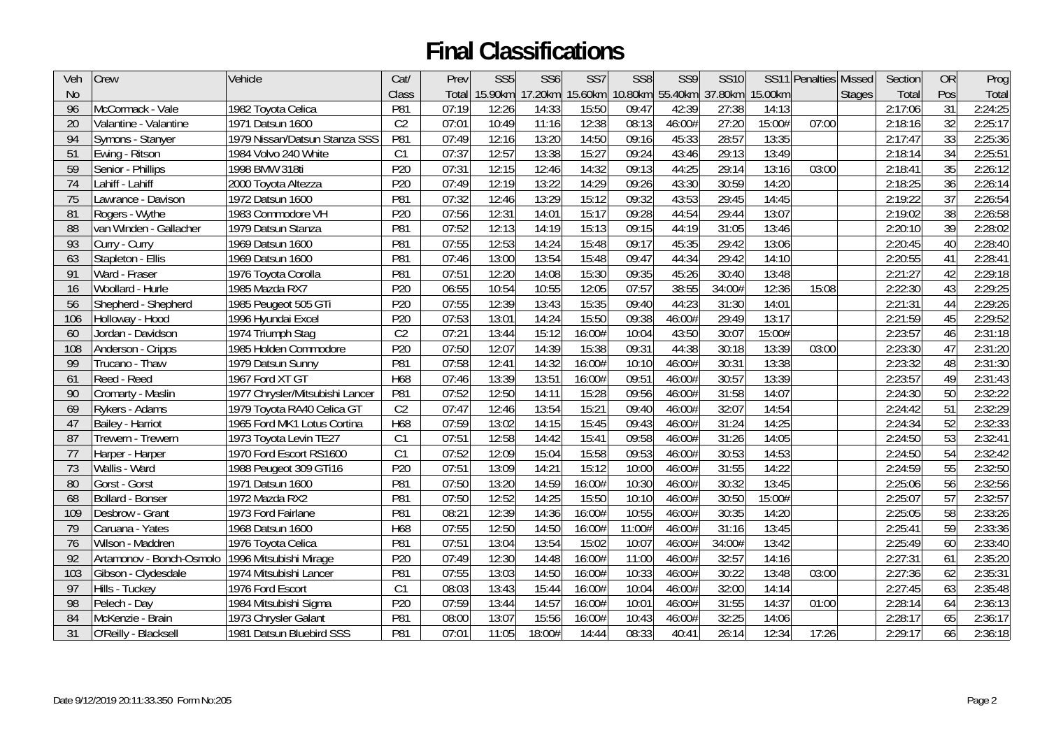# Final Classifications

| Veh No | Crew | Vehicle | Cat/ Class | Prev Total | SS5 15.90km | SS6 17.20km | SS7 15.60km | SS8 10.80km | SS9 55.40km | SS10 37.80km | SS11 15.00km | Penalties | Missed Stages | Section Total | OR Pos | Prog Total |
|---|---|---|---|---|---|---|---|---|---|---|---|---|---|---|---|---|
| 96 | McCormack - Vale | 1982 Toyota Celica | P81 | 07:19 | 12:26 | 14:33 | 15:50 | 09:47 | 42:39 | 27:38 | 14:13 | | | 2:17:06 | 31 | 2:24:25 |
| 20 | Valantine - Valantine | 1971 Datsun 1600 | C2 | 07:01 | 10:49 | 11:16 | 12:38 | 08:13 | 46:00# | 27:20 | 15:00# | 07:00 | | 2:18:16 | 32 | 2:25:17 |
| 94 | Symons - Stanyer | 1979 Nissan/Datsun Stanza SSS | P81 | 07:49 | 12:16 | 13:20 | 14:50 | 09:16 | 45:33 | 28:57 | 13:35 | | | 2:17:47 | 33 | 2:25:36 |
| 51 | Ewing - Ritson | 1984 Volvo 240 White | C1 | 07:37 | 12:57 | 13:38 | 15:27 | 09:24 | 43:46 | 29:13 | 13:49 | | | 2:18:14 | 34 | 2:25:51 |
| 59 | Senior - Phillips | 1998 BMW 318ti | P20 | 07:31 | 12:15 | 12:46 | 14:32 | 09:13 | 44:25 | 29:14 | 13:16 | 03:00 | | 2:18:41 | 35 | 2:26:12 |
| 74 | Lahiff - Lahiff | 2000 Toyota Altezza | P20 | 07:49 | 12:19 | 13:22 | 14:29 | 09:26 | 43:30 | 30:59 | 14:20 | | | 2:18:25 | 36 | 2:26:14 |
| 75 | Lawrance - Davison | 1972 Datsun 1600 | P81 | 07:32 | 12:46 | 13:29 | 15:12 | 09:32 | 43:53 | 29:45 | 14:45 | | | 2:19:22 | 37 | 2:26:54 |
| 81 | Rogers - Wythe | 1983 Commodore VH | P20 | 07:56 | 12:31 | 14:01 | 15:17 | 09:28 | 44:54 | 29:44 | 13:07 | | | 2:19:02 | 38 | 2:26:58 |
| 88 | van Winden - Gallacher | 1979 Datsun Stanza | P81 | 07:52 | 12:13 | 14:19 | 15:13 | 09:15 | 44:19 | 31:05 | 13:46 | | | 2:20:10 | 39 | 2:28:02 |
| 93 | Curry - Curry | 1969 Datsun 1600 | P81 | 07:55 | 12:53 | 14:24 | 15:48 | 09:17 | 45:35 | 29:42 | 13:06 | | | 2:20:45 | 40 | 2:28:40 |
| 63 | Stapleton - Ellis | 1969 Datsun 1600 | P81 | 07:46 | 13:00 | 13:54 | 15:48 | 09:47 | 44:34 | 29:42 | 14:10 | | | 2:20:55 | 41 | 2:28:41 |
| 91 | Ward - Fraser | 1976 Toyota Corolla | P81 | 07:51 | 12:20 | 14:08 | 15:30 | 09:35 | 45:26 | 30:40 | 13:48 | | | 2:21:27 | 42 | 2:29:18 |
| 16 | Woollard - Hurle | 1985 Mazda RX7 | P20 | 06:55 | 10:54 | 10:55 | 12:05 | 07:57 | 38:55 | 34:00# | 12:36 | 15:08 | | 2:22:30 | 43 | 2:29:25 |
| 56 | Shepherd - Shepherd | 1985 Peugeot 505 GTi | P20 | 07:55 | 12:39 | 13:43 | 15:35 | 09:40 | 44:23 | 31:30 | 14:01 | | | 2:21:31 | 44 | 2:29:26 |
| 106 | Holloway - Hood | 1996 Hyundai Excel | P20 | 07:53 | 13:01 | 14:24 | 15:50 | 09:38 | 46:00# | 29:49 | 13:17 | | | 2:21:59 | 45 | 2:29:52 |
| 60 | Jordan - Davidson | 1974 Triumph Stag | C2 | 07:21 | 13:44 | 15:12 | 16:00# | 10:04 | 43:50 | 30:07 | 15:00# | | | 2:23:57 | 46 | 2:31:18 |
| 108 | Anderson - Cripps | 1985 Holden Commodore | P20 | 07:50 | 12:07 | 14:39 | 15:38 | 09:31 | 44:38 | 30:18 | 13:39 | 03:00 | | 2:23:30 | 47 | 2:31:20 |
| 99 | Trucano - Thaw | 1979 Datsun Sunny | P81 | 07:58 | 12:41 | 14:32 | 16:00# | 10:10 | 46:00# | 30:31 | 13:38 | | | 2:23:32 | 48 | 2:31:30 |
| 61 | Reed - Reed | 1967 Ford XT GT | H68 | 07:46 | 13:39 | 13:51 | 16:00# | 09:51 | 46:00# | 30:57 | 13:39 | | | 2:23:57 | 49 | 2:31:43 |
| 90 | Cromarty - Maslin | 1977 Chrysler/Mitsubishi Lancer | P81 | 07:52 | 12:50 | 14:11 | 15:28 | 09:56 | 46:00# | 31:58 | 14:07 | | | 2:24:30 | 50 | 2:32:22 |
| 69 | Rykers - Adams | 1979 Toyota RA40 Celica GT | C2 | 07:47 | 12:46 | 13:54 | 15:21 | 09:40 | 46:00# | 32:07 | 14:54 | | | 2:24:42 | 51 | 2:32:29 |
| 47 | Bailey - Harriot | 1965 Ford MK1 Lotus Cortina | H68 | 07:59 | 13:02 | 14:15 | 15:45 | 09:43 | 46:00# | 31:24 | 14:25 | | | 2:24:34 | 52 | 2:32:33 |
| 87 | Trewern - Trewern | 1973 Toyota Levin TE27 | C1 | 07:51 | 12:58 | 14:42 | 15:41 | 09:58 | 46:00# | 31:26 | 14:05 | | | 2:24:50 | 53 | 2:32:41 |
| 77 | Harper - Harper | 1970 Ford Escort RS1600 | C1 | 07:52 | 12:09 | 15:04 | 15:58 | 09:53 | 46:00# | 30:53 | 14:53 | | | 2:24:50 | 54 | 2:32:42 |
| 73 | Wallis - Ward | 1988 Peugeot 309 GTi16 | P20 | 07:51 | 13:09 | 14:21 | 15:12 | 10:00 | 46:00# | 31:55 | 14:22 | | | 2:24:59 | 55 | 2:32:50 |
| 80 | Gorst - Gorst | 1971 Datsun 1600 | P81 | 07:50 | 13:20 | 14:59 | 16:00# | 10:30 | 46:00# | 30:32 | 13:45 | | | 2:25:06 | 56 | 2:32:56 |
| 68 | Bollard - Bonser | 1972 Mazda RX2 | P81 | 07:50 | 12:52 | 14:25 | 15:50 | 10:10 | 46:00# | 30:50 | 15:00# | | | 2:25:07 | 57 | 2:32:57 |
| 109 | Desbrow - Grant | 1973 Ford Fairlane | P81 | 08:21 | 12:39 | 14:36 | 16:00# | 10:55 | 46:00# | 30:35 | 14:20 | | | 2:25:05 | 58 | 2:33:26 |
| 79 | Caruana - Yates | 1968 Datsun 1600 | H68 | 07:55 | 12:50 | 14:50 | 16:00# | 11:00# | 46:00# | 31:16 | 13:45 | | | 2:25:41 | 59 | 2:33:36 |
| 76 | Wilson - Maddren | 1976 Toyota Celica | P81 | 07:51 | 13:04 | 13:54 | 15:02 | 10:07 | 46:00# | 34:00# | 13:42 | | | 2:25:49 | 60 | 2:33:40 |
| 92 | Artamonov - Bonch-Osmolo | 1996 Mitsubishi Mirage | P20 | 07:49 | 12:30 | 14:48 | 16:00# | 11:00 | 46:00# | 32:57 | 14:16 | | | 2:27:31 | 61 | 2:35:20 |
| 103 | Gibson - Clydesdale | 1974 Mitsubishi Lancer | P81 | 07:55 | 13:03 | 14:50 | 16:00# | 10:33 | 46:00# | 30:22 | 13:48 | 03:00 | | 2:27:36 | 62 | 2:35:31 |
| 97 | Hills - Tuckey | 1976 Ford Escort | C1 | 08:03 | 13:43 | 15:44 | 16:00# | 10:04 | 46:00# | 32:00 | 14:14 | | | 2:27:45 | 63 | 2:35:48 |
| 98 | Pelech - Day | 1984 Mitsubishi Sigma | P20 | 07:59 | 13:44 | 14:57 | 16:00# | 10:01 | 46:00# | 31:55 | 14:37 | 01:00 | | 2:28:14 | 64 | 2:36:13 |
| 84 | McKenzie - Brain | 1973 Chrysler Galant | P81 | 08:00 | 13:07 | 15:56 | 16:00# | 10:43 | 46:00# | 32:25 | 14:06 | | | 2:28:17 | 65 | 2:36:17 |
| 31 | O'Reilly - Blacksell | 1981 Datsun Bluebird SSS | P81 | 07:01 | 11:05 | 18:00# | 14:44 | 08:33 | 40:41 | 26:14 | 12:34 | 17:26 | | 2:29:17 | 66 | 2:36:18 |

Date 9/12/2019 20:11:33.350 Form No:205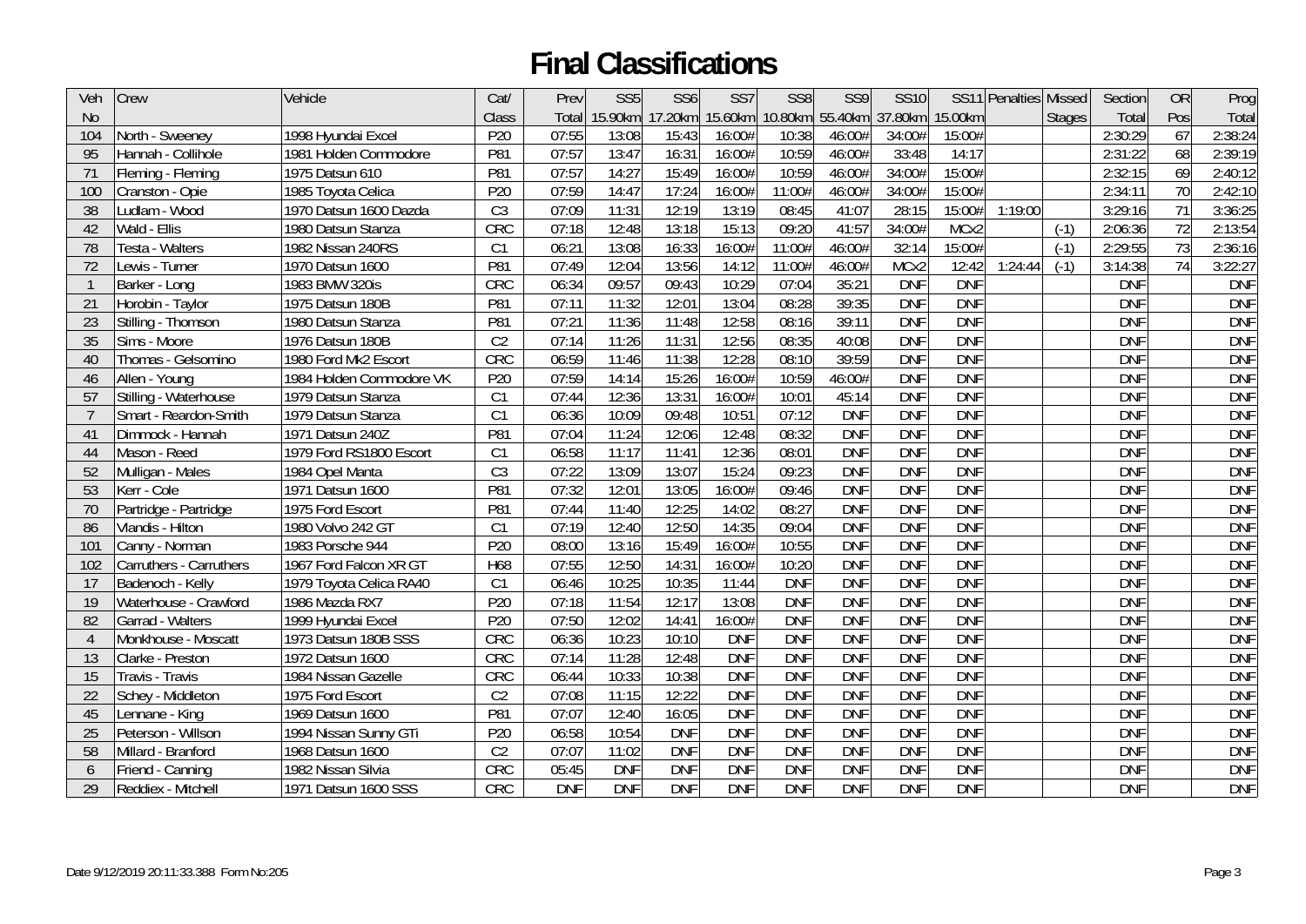# Final Classifications

| Veh No | Crew | Vehicle | Cat/ Class | Prev Total | SS5 15.90km | SS6 17.20km | SS7 15.60km | SS8 10.80km | SS9 55.40km | SS10 37.80km | SS11 15.00km | Penalties | Missed Stages | Section Total | OR Pos | Prog Total |
|---|---|---|---|---|---|---|---|---|---|---|---|---|---|---|---|---|
| 104 | North - Sweeney | 1998 Hyundai Excel | P20 | 07:55 | 13:08 | 15:43 | 16:00# | 10:38 | 46:00# | 34:00# | 15:00# | | | 2:30:29 | 67 | 2:38:24 |
| 95 | Hannah - Collihole | 1981 Holden Commodore | P81 | 07:57 | 13:47 | 16:31 | 16:00# | 10:59 | 46:00# | 33:48 | 14:17 | | | 2:31:22 | 68 | 2:39:19 |
| 71 | Fleming - Fleming | 1975 Datsun 610 | P81 | 07:57 | 14:27 | 15:49 | 16:00# | 10:59 | 46:00# | 34:00# | 15:00# | | | 2:32:15 | 69 | 2:40:12 |
| 100 | Cranston - Opie | 1985 Toyota Celica | P20 | 07:59 | 14:47 | 17:24 | 16:00# | 11:00# | 46:00# | 34:00# | 15:00# | | | 2:34:11 | 70 | 2:42:10 |
| 38 | Ludlam - Wood | 1970 Datsun 1600 Dazda | C3 | 07:09 | 11:31 | 12:19 | 13:19 | 08:45 | 41:07 | 28:15 | 15:00# | 1:19:00 | | 3:29:16 | 71 | 3:36:25 |
| 42 | Wald - Ellis | 1980 Datsun Stanza | CRC | 07:18 | 12:48 | 13:18 | 15:13 | 09:20 | 41:57 | 34:00# | MCx2 | | (-1) | 2:06:36 | 72 | 2:13:54 |
| 78 | Testa - Walters | 1982 Nissan 240RS | C1 | 06:21 | 13:08 | 16:33 | 16:00# | 11:00# | 46:00# | 32:14 | 15:00# | | (-1) | 2:29:55 | 73 | 2:36:16 |
| 72 | Lewis - Turner | 1970 Datsun 1600 | P81 | 07:49 | 12:04 | 13:56 | 14:12 | 11:00# | 46:00# | MCx2 | 12:42 | 1:24:44 | (-1) | 3:14:38 | 74 | 3:22:27 |
| 1 | Barker - Long | 1983 BMW 320is | CRC | 06:34 | 09:57 | 09:43 | 10:29 | 07:04 | 35:21 | DNF | DNF | | | DNF | | DNF |
| 21 | Horobin - Taylor | 1975 Datsun 180B | P81 | 07:11 | 11:32 | 12:01 | 13:04 | 08:28 | 39:35 | DNF | DNF | | | DNF | | DNF |
| 23 | Stilling - Thomson | 1980 Datsun Stanza | P81 | 07:21 | 11:36 | 11:48 | 12:58 | 08:16 | 39:11 | DNF | DNF | | | DNF | | DNF |
| 35 | Sims - Moore | 1976 Datsun 180B | C2 | 07:14 | 11:26 | 11:31 | 12:56 | 08:35 | 40:08 | DNF | DNF | | | DNF | | DNF |
| 40 | Thomas - Gelsomino | 1980 Ford Mk2 Escort | CRC | 06:59 | 11:46 | 11:38 | 12:28 | 08:10 | 39:59 | DNF | DNF | | | DNF | | DNF |
| 46 | Allen - Young | 1984 Holden Commodore VK | P20 | 07:59 | 14:14 | 15:26 | 16:00# | 10:59 | 46:00# | DNF | DNF | | | DNF | | DNF |
| 57 | Stilling - Waterhouse | 1979 Datsun Stanza | C1 | 07:44 | 12:36 | 13:31 | 16:00# | 10:01 | 45:14 | DNF | DNF | | | DNF | | DNF |
| 7 | Smart - Reardon-Smith | 1979 Datsun Stanza | C1 | 06:36 | 10:09 | 09:48 | 10:51 | 07:12 | DNF | DNF | DNF | | | DNF | | DNF |
| 41 | Dimmock - Hannah | 1971 Datsun 240Z | P81 | 07:04 | 11:24 | 12:06 | 12:48 | 08:32 | DNF | DNF | DNF | | | DNF | | DNF |
| 44 | Mason - Reed | 1979 Ford RS1800 Escort | C1 | 06:58 | 11:17 | 11:41 | 12:36 | 08:01 | DNF | DNF | DNF | | | DNF | | DNF |
| 52 | Mulligan - Males | 1984 Opel Manta | C3 | 07:22 | 13:09 | 13:07 | 15:24 | 09:23 | DNF | DNF | DNF | | | DNF | | DNF |
| 53 | Kerr - Cole | 1971 Datsun 1600 | P81 | 07:32 | 12:01 | 13:05 | 16:00# | 09:46 | DNF | DNF | DNF | | | DNF | | DNF |
| 70 | Partridge - Partridge | 1975 Ford Escort | P81 | 07:44 | 11:40 | 12:25 | 14:02 | 08:27 | DNF | DNF | DNF | | | DNF | | DNF |
| 86 | Vlandis - Hilton | 1980 Volvo 242 GT | C1 | 07:19 | 12:40 | 12:50 | 14:35 | 09:04 | DNF | DNF | DNF | | | DNF | | DNF |
| 101 | Canny - Norman | 1983 Porsche 944 | P20 | 08:00 | 13:16 | 15:49 | 16:00# | 10:55 | DNF | DNF | DNF | | | DNF | | DNF |
| 102 | Carruthers - Carruthers | 1967 Ford Falcon XR GT | H68 | 07:55 | 12:50 | 14:31 | 16:00# | 10:20 | DNF | DNF | DNF | | | DNF | | DNF |
| 17 | Badenoch - Kelly | 1979 Toyota Celica RA40 | C1 | 06:46 | 10:25 | 10:35 | 11:44 | DNF | DNF | DNF | DNF | | | DNF | | DNF |
| 19 | Waterhouse - Crawford | 1986 Mazda RX7 | P20 | 07:18 | 11:54 | 12:17 | 13:08 | DNF | DNF | DNF | DNF | | | DNF | | DNF |
| 82 | Garrad - Walters | 1999 Hyundai Excel | P20 | 07:50 | 12:02 | 14:41 | 16:00# | DNF | DNF | DNF | DNF | | | DNF | | DNF |
| 4 | Monkhouse - Moscatt | 1973 Datsun 180B SSS | CRC | 06:36 | 10:23 | 10:10 | DNF | DNF | DNF | DNF | DNF | | | DNF | | DNF |
| 13 | Clarke - Preston | 1972 Datsun 1600 | CRC | 07:14 | 11:28 | 12:48 | DNF | DNF | DNF | DNF | DNF | | | DNF | | DNF |
| 15 | Travis - Travis | 1984 Nissan Gazelle | CRC | 06:44 | 10:33 | 10:38 | DNF | DNF | DNF | DNF | DNF | | | DNF | | DNF |
| 22 | Schey - Middleton | 1975 Ford Escort | C2 | 07:08 | 11:15 | 12:22 | DNF | DNF | DNF | DNF | DNF | | | DNF | | DNF |
| 45 | Lennane - King | 1969 Datsun 1600 | P81 | 07:07 | 12:40 | 16:05 | DNF | DNF | DNF | DNF | DNF | | | DNF | | DNF |
| 25 | Peterson - Willson | 1994 Nissan Sunny GTi | P20 | 06:58 | 10:54 | DNF | DNF | DNF | DNF | DNF | DNF | | | DNF | | DNF |
| 58 | Millard - Branford | 1968 Datsun 1600 | C2 | 07:07 | 11:02 | DNF | DNF | DNF | DNF | DNF | DNF | | | DNF | | DNF |
| 6 | Friend - Canning | 1982 Nissan Silvia | CRC | 05:45 | DNF | DNF | DNF | DNF | DNF | DNF | DNF | | | DNF | | DNF |
| 29 | Reddiex - Mitchell | 1971 Datsun 1600 SSS | CRC | DNF | DNF | DNF | DNF | DNF | DNF | DNF | DNF | | | DNF | | DNF |

Date 9/12/2019 20:11:33.388 Form No:205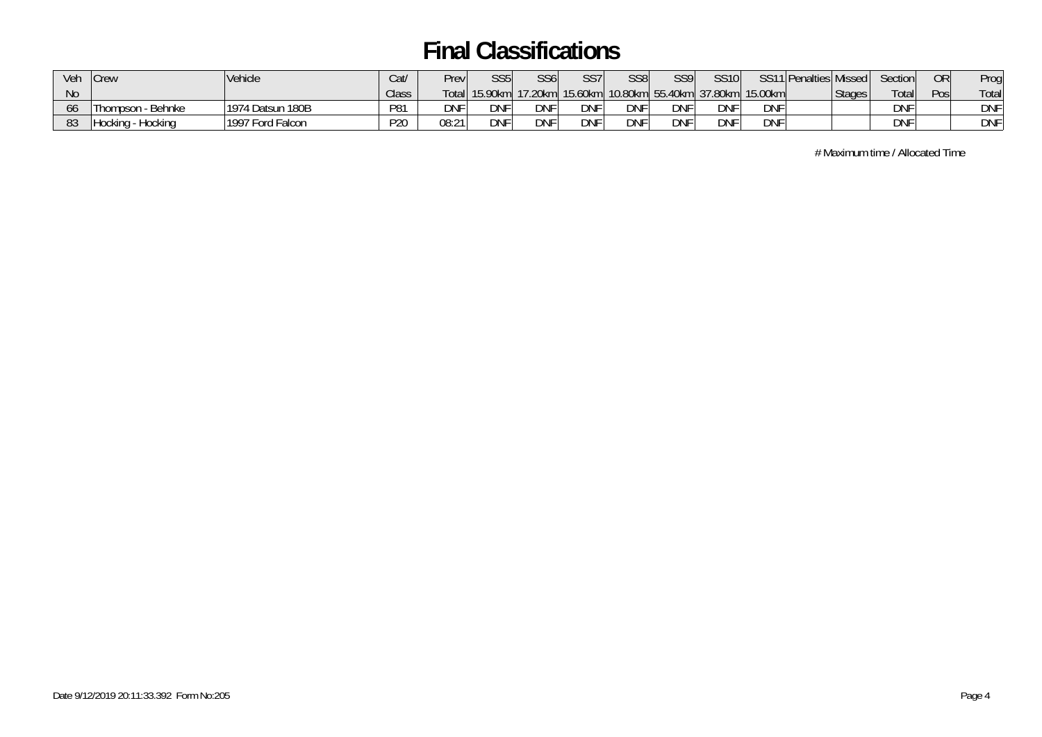# Final Classifications

| Veh No | Crew | Vehicle | Cat/ Class | Prev Total | SS5 15.90km | SS6 17.20km | SS7 15.60km | SS8 10.80km | SS9 55.40km | SS10 37.80km | SS11 15.00km | Penalties | Missed Stages | Section Total | OR Pos | Prog Total |
|---|---|---|---|---|---|---|---|---|---|---|---|---|---|---|---|---|
| 66 | Thompson - Behnke | 1974 Datsun 180B | P81 | DNF | DNF | DNF | DNF | DNF | DNF | DNF | DNF | | | DNF | | DNF |
| 83 | Hocking - Hocking | 1997 Ford Falcon | P20 | 08:21 | DNF | DNF | DNF | DNF | DNF | DNF | DNF | | | DNF | | DNF |

# Maximum time / Allocated Time

Date 9/12/2019 20:11:33.392 Form No:205